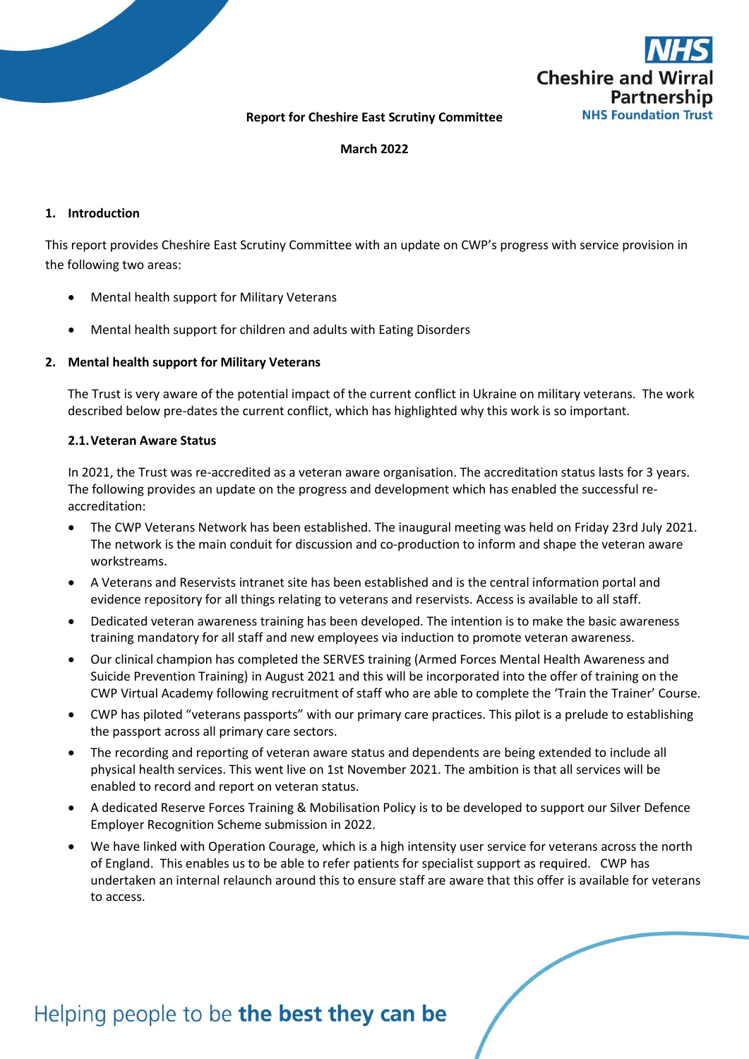**Report for Cheshire East Scrutiny Committee**

**March 2022**

## 1. Introduction

This report provides Cheshire East Scrutiny Committee with an update on CWP's progress with service provision in the following two areas:

- Mental health support for Military Veterans
- Mental health support for children and adults with Eating Disorders

## 2. Mental health support for Military Veterans

The Trust is very aware of the potential impact of the current conflict in Ukraine on military veterans. The work described below pre-dates the current conflict, which has highlighted why this work is so important.

### 2.1. Veteran Aware Status

In 2021, the Trust was re-accredited as a veteran aware organisation. The accreditation status lasts for 3 years. The following provides an update on the progress and development which has enabled the successful re-accreditation:

- The CWP Veterans Network has been established. The inaugural meeting was held on Friday 23rd July 2021. The network is the main conduit for discussion and co-production to inform and shape the veteran aware workstreams.
- A Veterans and Reservists intranet site has been established and is the central information portal and evidence repository for all things relating to veterans and reservists. Access is available to all staff.
- Dedicated veteran awareness training has been developed. The intention is to make the basic awareness training mandatory for all staff and new employees via induction to promote veteran awareness.
- Our clinical champion has completed the SERVES training (Armed Forces Mental Health Awareness and Suicide Prevention Training) in August 2021 and this will be incorporated into the offer of training on the CWP Virtual Academy following recruitment of staff who are able to complete the 'Train the Trainer' Course.
- CWP has piloted "veterans passports" with our primary care practices. This pilot is a prelude to establishing the passport across all primary care sectors.
- The recording and reporting of veteran aware status and dependents are being extended to include all physical health services. This went live on 1st November 2021. The ambition is that all services will be enabled to record and report on veteran status.
- A dedicated Reserve Forces Training & Mobilisation Policy is to be developed to support our Silver Defence Employer Recognition Scheme submission in 2022.
- We have linked with Operation Courage, which is a high intensity user service for veterans across the north of England. This enables us to be able to refer patients for specialist support as required. CWP has undertaken an internal relaunch around this to ensure staff are aware that this offer is available for veterans to access.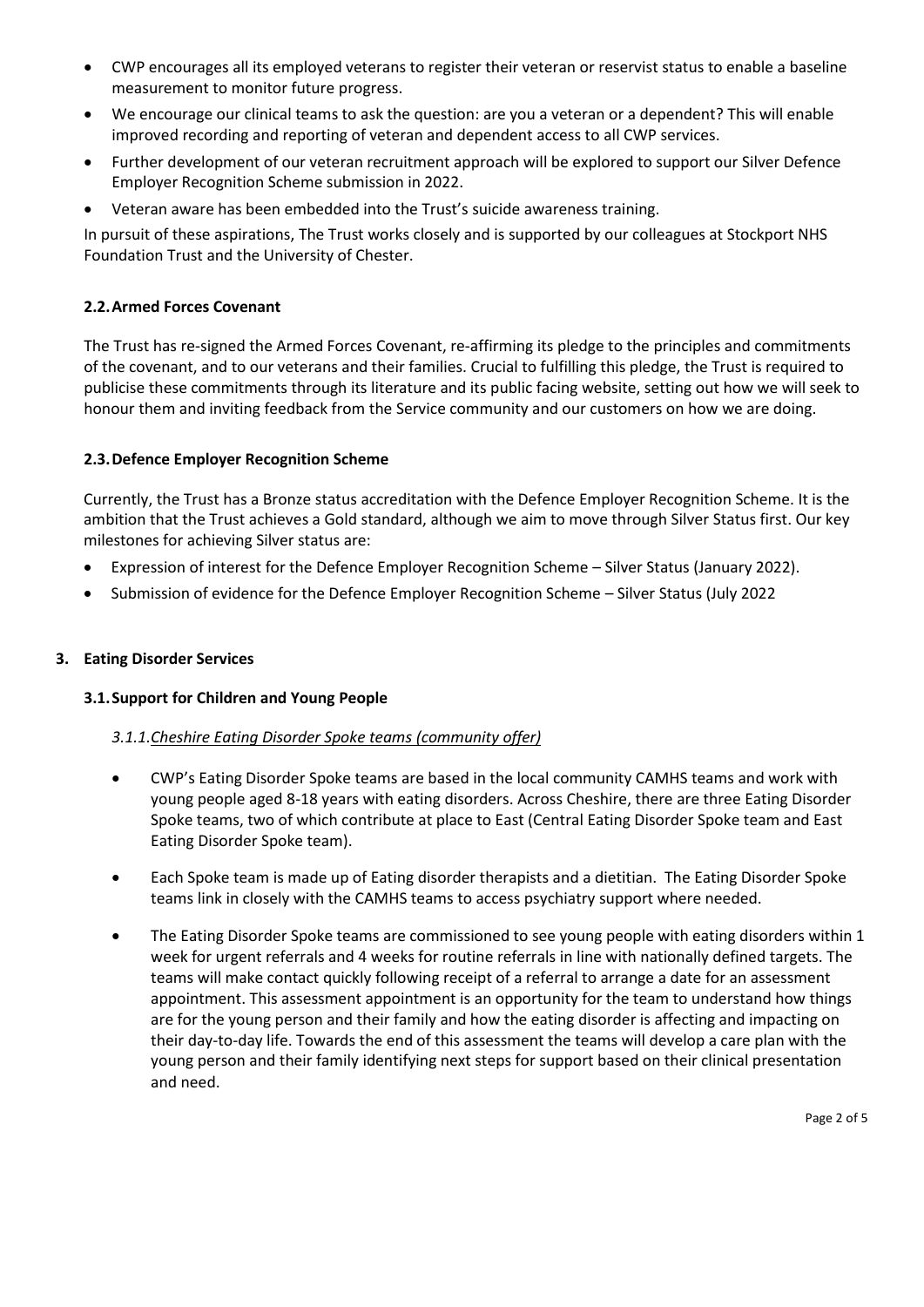- CWP encourages all its employed veterans to register their veteran or reservist status to enable a baseline measurement to monitor future progress.
- We encourage our clinical teams to ask the question: are you a veteran or a dependent? This will enable improved recording and reporting of veteran and dependent access to all CWP services.
- Further development of our veteran recruitment approach will be explored to support our Silver Defence Employer Recognition Scheme submission in 2022.
- Veteran aware has been embedded into the Trust's suicide awareness training.

In pursuit of these aspirations, The Trust works closely and is supported by our colleagues at Stockport NHS Foundation Trust and the University of Chester.

### 2.2. Armed Forces Covenant

The Trust has re-signed the Armed Forces Covenant, re-affirming its pledge to the principles and commitments of the covenant, and to our veterans and their families. Crucial to fulfilling this pledge, the Trust is required to publicise these commitments through its literature and its public facing website, setting out how we will seek to honour them and inviting feedback from the Service community and our customers on how we are doing.

### 2.3. Defence Employer Recognition Scheme

Currently, the Trust has a Bronze status accreditation with the Defence Employer Recognition Scheme. It is the ambition that the Trust achieves a Gold standard, although we aim to move through Silver Status first. Our key milestones for achieving Silver status are:

- Expression of interest for the Defence Employer Recognition Scheme – Silver Status (January 2022).
- Submission of evidence for the Defence Employer Recognition Scheme – Silver Status (July 2022

## 3. Eating Disorder Services

### 3.1. Support for Children and Young People

#### *3.1.1. Cheshire Eating Disorder Spoke teams (community offer)*

- CWP's Eating Disorder Spoke teams are based in the local community CAMHS teams and work with young people aged 8-18 years with eating disorders. Across Cheshire, there are three Eating Disorder Spoke teams, two of which contribute at place to East (Central Eating Disorder Spoke team and East Eating Disorder Spoke team).
- Each Spoke team is made up of Eating disorder therapists and a dietitian. The Eating Disorder Spoke teams link in closely with the CAMHS teams to access psychiatry support where needed.
- The Eating Disorder Spoke teams are commissioned to see young people with eating disorders within 1 week for urgent referrals and 4 weeks for routine referrals in line with nationally defined targets. The teams will make contact quickly following receipt of a referral to arrange a date for an assessment appointment. This assessment appointment is an opportunity for the team to understand how things are for the young person and their family and how the eating disorder is affecting and impacting on their day-to-day life. Towards the end of this assessment the teams will develop a care plan with the young person and their family identifying next steps for support based on their clinical presentation and need.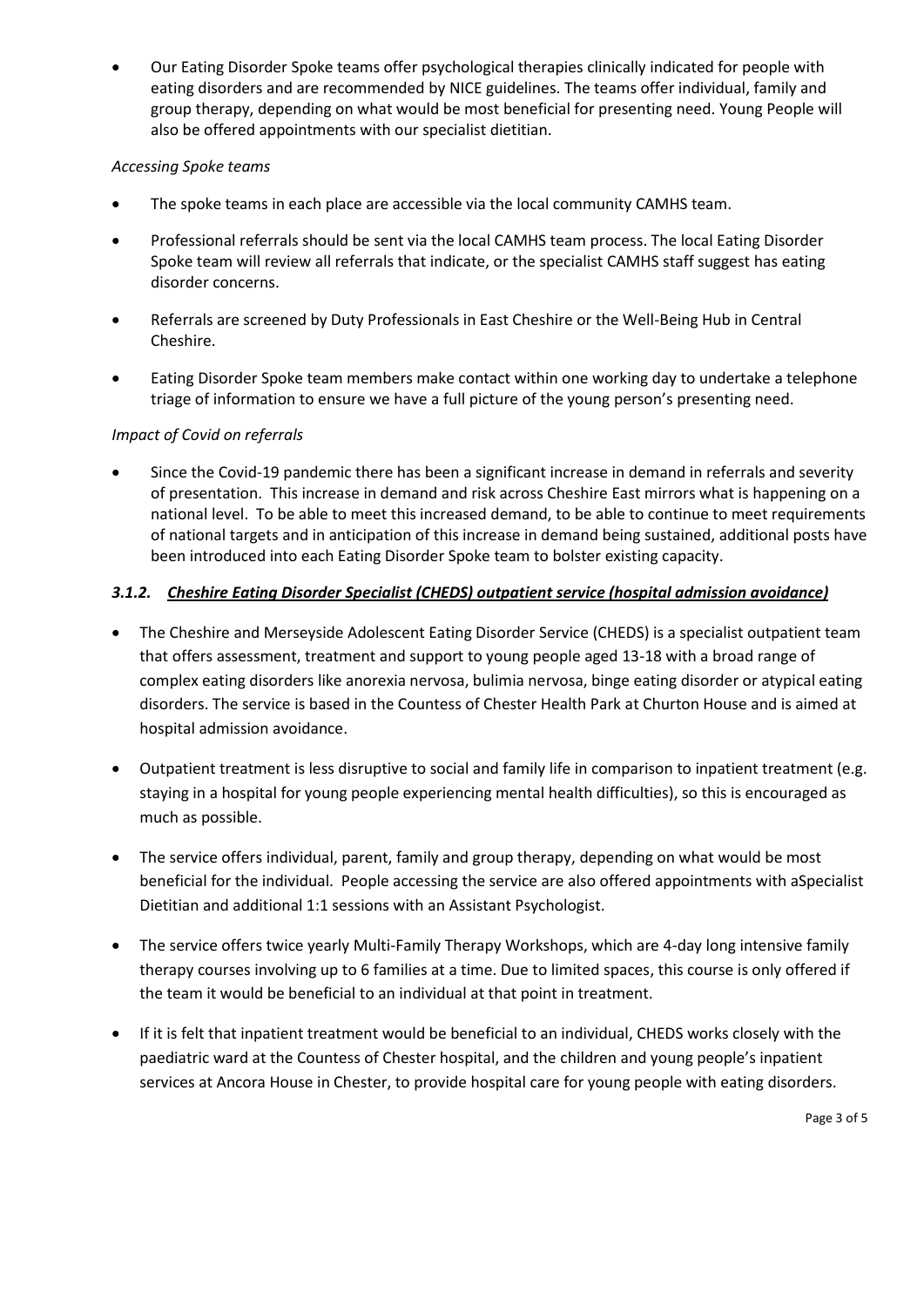- Our Eating Disorder Spoke teams offer psychological therapies clinically indicated for people with eating disorders and are recommended by NICE guidelines. The teams offer individual, family and group therapy, depending on what would be most beneficial for presenting need. Young People will also be offered appointments with our specialist dietitian.

*Accessing Spoke teams*

- The spoke teams in each place are accessible via the local community CAMHS team.
- Professional referrals should be sent via the local CAMHS team process. The local Eating Disorder Spoke team will review all referrals that indicate, or the specialist CAMHS staff suggest has eating disorder concerns.
- Referrals are screened by Duty Professionals in East Cheshire or the Well-Being Hub in Central Cheshire.
- Eating Disorder Spoke team members make contact within one working day to undertake a telephone triage of information to ensure we have a full picture of the young person's presenting need.

*Impact of Covid on referrals*

- Since the Covid-19 pandemic there has been a significant increase in demand in referrals and severity of presentation. This increase in demand and risk across Cheshire East mirrors what is happening on a national level. To be able to meet this increased demand, to be able to continue to meet requirements of national targets and in anticipation of this increase in demand being sustained, additional posts have been introduced into each Eating Disorder Spoke team to bolster existing capacity.

### *3.1.2. Cheshire Eating Disorder Specialist (CHEDS) outpatient service (hospital admission avoidance)*

- The Cheshire and Merseyside Adolescent Eating Disorder Service (CHEDS) is a specialist outpatient team that offers assessment, treatment and support to young people aged 13-18 with a broad range of complex eating disorders like anorexia nervosa, bulimia nervosa, binge eating disorder or atypical eating disorders. The service is based in the Countess of Chester Health Park at Churton House and is aimed at hospital admission avoidance.
- Outpatient treatment is less disruptive to social and family life in comparison to inpatient treatment (e.g. staying in a hospital for young people experiencing mental health difficulties), so this is encouraged as much as possible.
- The service offers individual, parent, family and group therapy, depending on what would be most beneficial for the individual. People accessing the service are also offered appointments with aSpecialist Dietitian and additional 1:1 sessions with an Assistant Psychologist.
- The service offers twice yearly Multi-Family Therapy Workshops, which are 4-day long intensive family therapy courses involving up to 6 families at a time. Due to limited spaces, this course is only offered if the team it would be beneficial to an individual at that point in treatment.
- If it is felt that inpatient treatment would be beneficial to an individual, CHEDS works closely with the paediatric ward at the Countess of Chester hospital, and the children and young people's inpatient services at Ancora House in Chester, to provide hospital care for young people with eating disorders.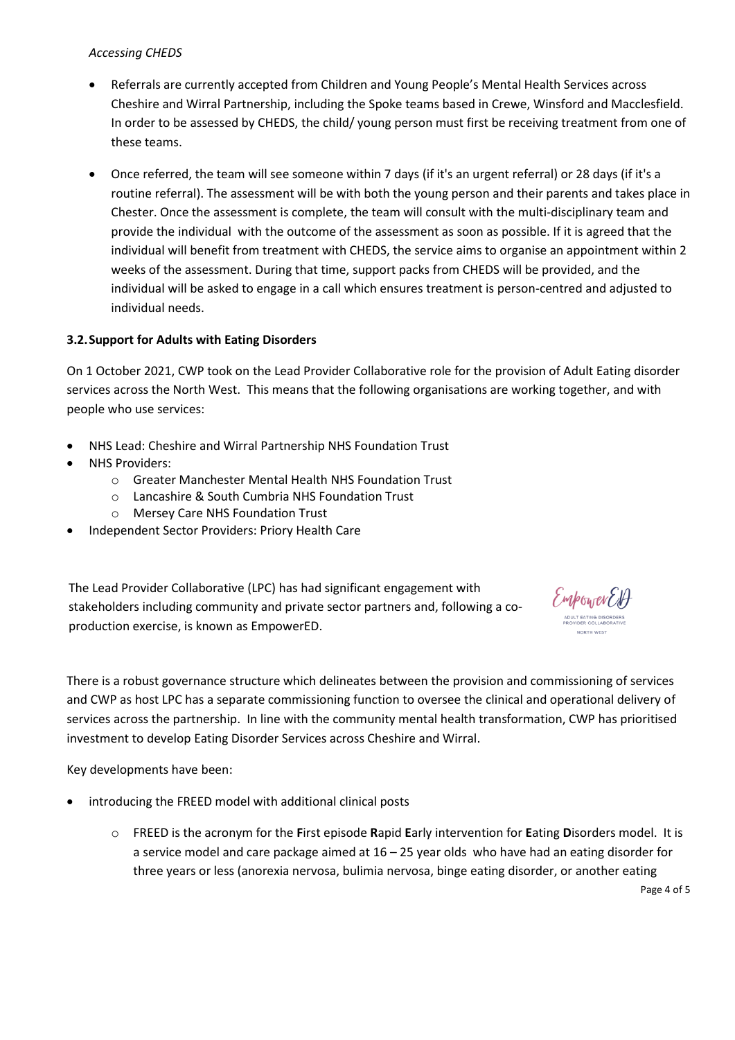*Accessing CHEDS*

- Referrals are currently accepted from Children and Young People's Mental Health Services across Cheshire and Wirral Partnership, including the Spoke teams based in Crewe, Winsford and Macclesfield. In order to be assessed by CHEDS, the child/ young person must first be receiving treatment from one of these teams.
- Once referred, the team will see someone within 7 days (if it's an urgent referral) or 28 days (if it's a routine referral). The assessment will be with both the young person and their parents and takes place in Chester. Once the assessment is complete, the team will consult with the multi-disciplinary team and provide the individual with the outcome of the assessment as soon as possible. If it is agreed that the individual will benefit from treatment with CHEDS, the service aims to organise an appointment within 2 weeks of the assessment. During that time, support packs from CHEDS will be provided, and the individual will be asked to engage in a call which ensures treatment is person-centred and adjusted to individual needs.

### 3.2. Support for Adults with Eating Disorders

On 1 October 2021, CWP took on the Lead Provider Collaborative role for the provision of Adult Eating disorder services across the North West. This means that the following organisations are working together, and with people who use services:

- NHS Lead: Cheshire and Wirral Partnership NHS Foundation Trust
- NHS Providers:
  - Greater Manchester Mental Health NHS Foundation Trust
  - Lancashire & South Cumbria NHS Foundation Trust
  - Mersey Care NHS Foundation Trust
- Independent Sector Providers: Priory Health Care

The Lead Provider Collaborative (LPC) has had significant engagement with stakeholders including community and private sector partners and, following a co-production exercise, is known as EmpowerED.

EmpowerED
ADULT EATING DISORDERS PROVIDER COLLABORATIVE
NORTH WEST

There is a robust governance structure which delineates between the provision and commissioning of services and CWP as host LPC has a separate commissioning function to oversee the clinical and operational delivery of services across the partnership. In line with the community mental health transformation, CWP has prioritised investment to develop Eating Disorder Services across Cheshire and Wirral.

Key developments have been:

- introducing the FREED model with additional clinical posts
  - FREED is the acronym for the **F**irst episode **R**apid **E**arly intervention for **E**ating **D**isorders model. It is a service model and care package aimed at 16 – 25 year olds who have had an eating disorder for three years or less (anorexia nervosa, bulimia nervosa, binge eating disorder, or another eating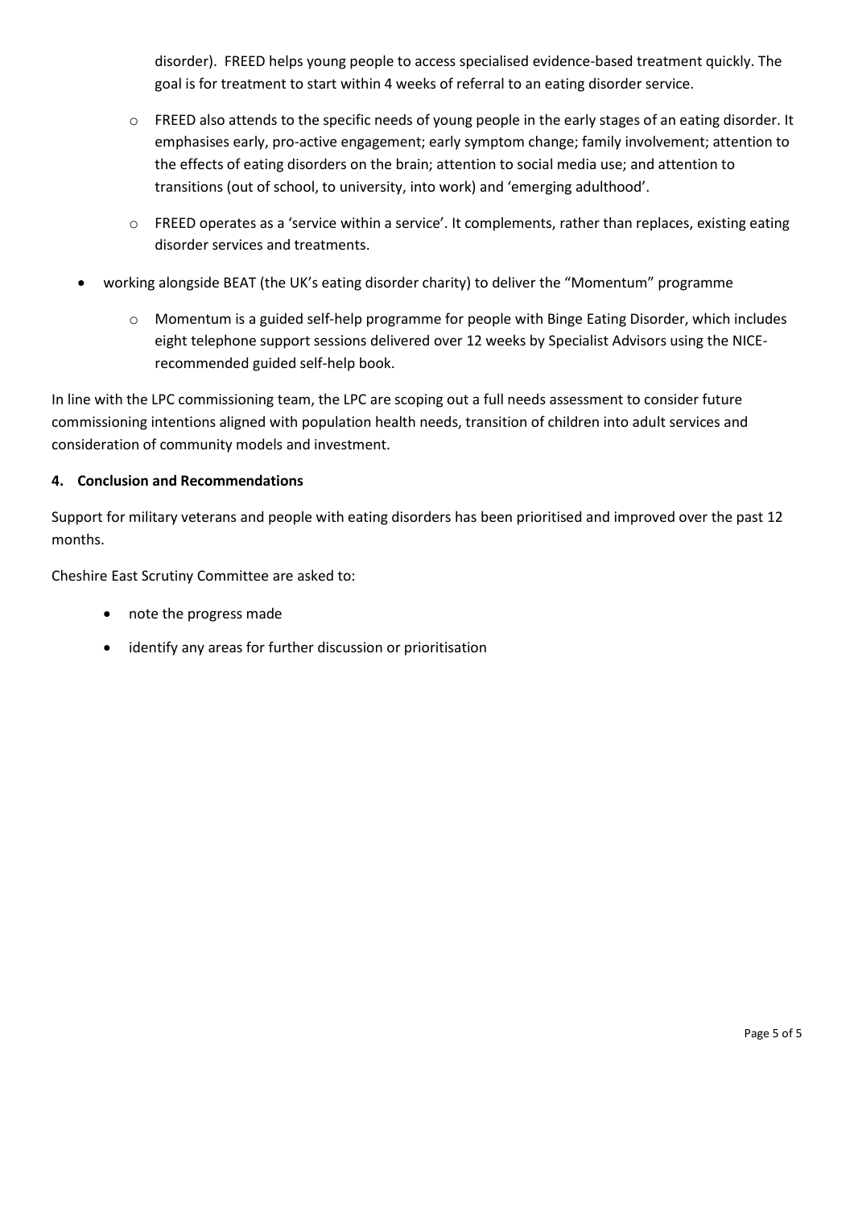disorder). FREED helps young people to access specialised evidence-based treatment quickly. The goal is for treatment to start within 4 weeks of referral to an eating disorder service.

    - FREED also attends to the specific needs of young people in the early stages of an eating disorder. It emphasises early, pro-active engagement; early symptom change; family involvement; attention to the effects of eating disorders on the brain; attention to social media use; and attention to transitions (out of school, to university, into work) and 'emerging adulthood'.
    - FREED operates as a 'service within a service'. It complements, rather than replaces, existing eating disorder services and treatments.

- working alongside BEAT (the UK's eating disorder charity) to deliver the "Momentum" programme
    - Momentum is a guided self-help programme for people with Binge Eating Disorder, which includes eight telephone support sessions delivered over 12 weeks by Specialist Advisors using the NICE-recommended guided self-help book.

In line with the LPC commissioning team, the LPC are scoping out a full needs assessment to consider future commissioning intentions aligned with population health needs, transition of children into adult services and consideration of community models and investment.

## 4. Conclusion and Recommendations

Support for military veterans and people with eating disorders has been prioritised and improved over the past 12 months.

Cheshire East Scrutiny Committee are asked to:

- note the progress made
- identify any areas for further discussion or prioritisation